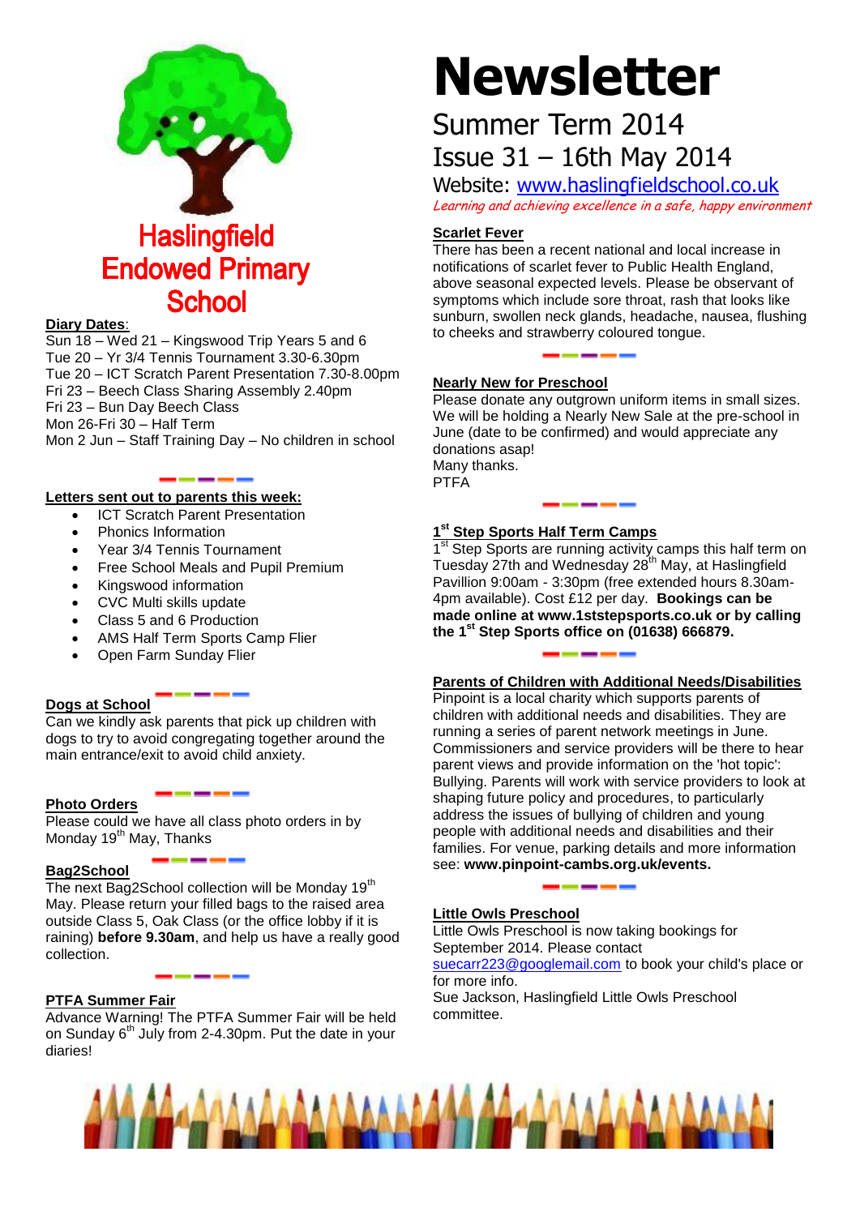# Haslingfield Endowed Primary School

# Newsletter

## Summer Term 2014

## Issue 31 – 16th May 2014

Website: [www.haslingfieldschool.co.uk](http://www.haslingfieldschool.co.uk)

*Learning and achieving excellence in a safe, happy environment*

**Diary Dates**:

Sun 18 – Wed 21 – Kingswood Trip Years 5 and 6
Tue 20 – Yr 3/4 Tennis Tournament 3.30-6.30pm
Tue 20 – ICT Scratch Parent Presentation 7.30-8.00pm
Fri 23 – Beech Class Sharing Assembly 2.40pm
Fri 23 – Bun Day Beech Class
Mon 26-Fri 30 – Half Term
Mon 2 Jun – Staff Training Day – No children in school

**Letters sent out to parents this week:**

- ICT Scratch Parent Presentation
- Phonics Information
- Year 3/4 Tennis Tournament
- Free School Meals and Pupil Premium
- Kingswood information
- CVC Multi skills update
- Class 5 and 6 Production
- AMS Half Term Sports Camp Flier
- Open Farm Sunday Flier

**Dogs at School**

Can we kindly ask parents that pick up children with dogs to try to avoid congregating together around the main entrance/exit to avoid child anxiety.

**Photo Orders**

Please could we have all class photo orders in by Monday 19th May, Thanks

**Bag2School**

The next Bag2School collection will be Monday 19th May. Please return your filled bags to the raised area outside Class 5, Oak Class (or the office lobby if it is raining) **before 9.30am**, and help us have a really good collection.

**PTFA Summer Fair**

Advance Warning! The PTFA Summer Fair will be held on Sunday 6th July from 2-4.30pm. Put the date in your diaries!

**Scarlet Fever**

There has been a recent national and local increase in notifications of scarlet fever to Public Health England, above seasonal expected levels. Please be observant of symptoms which include sore throat, rash that looks like sunburn, swollen neck glands, headache, nausea, flushing to cheeks and strawberry coloured tongue.

**Nearly New for Preschool**

Please donate any outgrown uniform items in small sizes. We will be holding a Nearly New Sale at the pre-school in June (date to be confirmed) and would appreciate any donations asap!
Many thanks.
PTFA

**1st Step Sports Half Term Camps**

1st Step Sports are running activity camps this half term on Tuesday 27th and Wednesday 28th May, at Haslingfield Pavillion 9:00am - 3:30pm (free extended hours 8.30am-4pm available). Cost £12 per day. **Bookings can be made online at www.1ststepsports.co.uk or by calling the 1st Step Sports office on (01638) 666879.**

**Parents of Children with Additional Needs/Disabilities**

Pinpoint is a local charity which supports parents of children with additional needs and disabilities. They are running a series of parent network meetings in June. Commissioners and service providers will be there to hear parent views and provide information on the 'hot topic': Bullying. Parents will work with service providers to look at shaping future policy and procedures, to particularly address the issues of bullying of children and young people with additional needs and disabilities and their families. For venue, parking details and more information see: **www.pinpoint-cambs.org.uk/events.**

**Little Owls Preschool**

Little Owls Preschool is now taking bookings for September 2014. Please contact [suecarr223@googlemail.com](mailto:suecarr223@googlemail.com) to book your child's place or for more info.
Sue Jackson, Haslingfield Little Owls Preschool committee.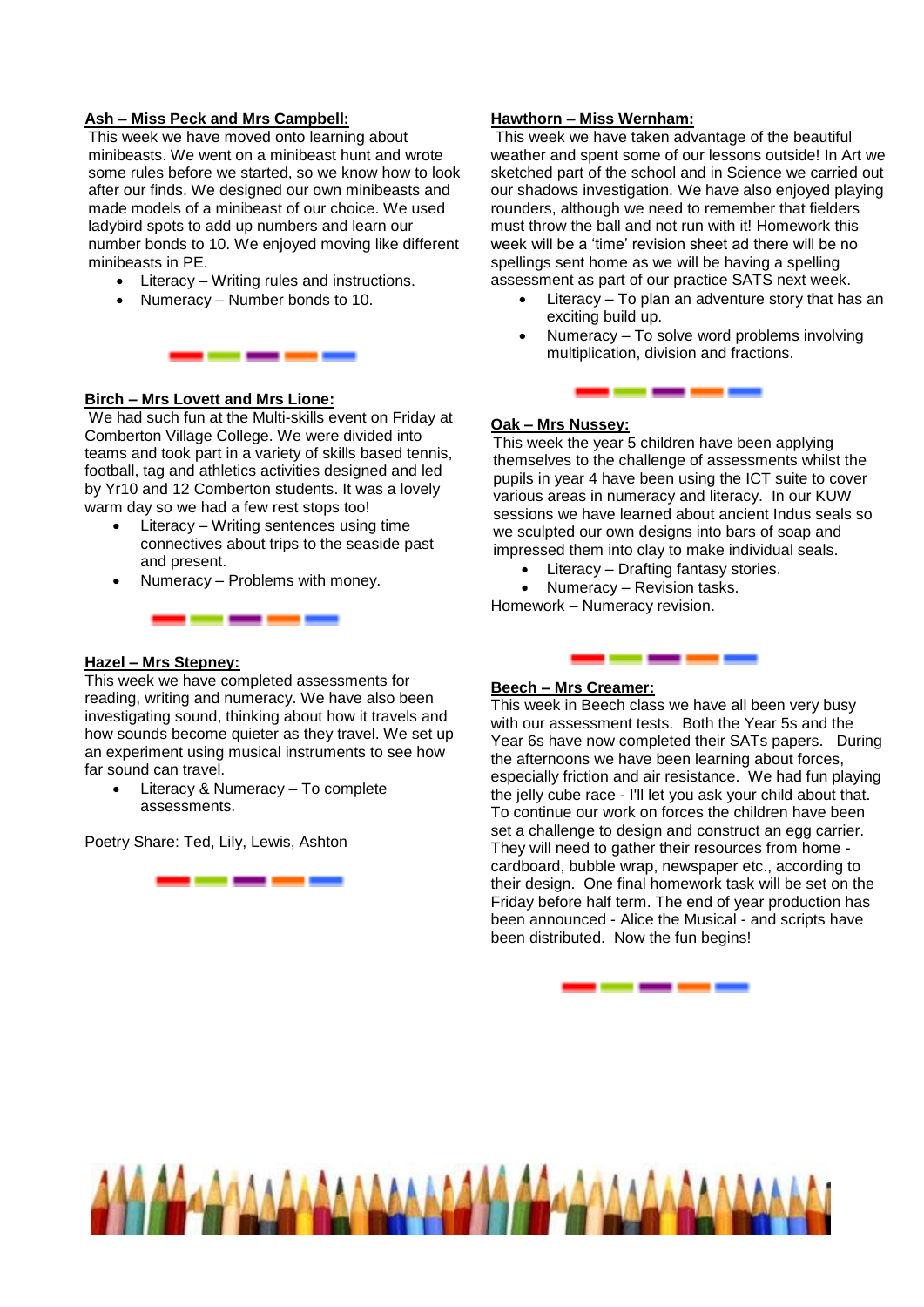## Ash – Miss Peck and Mrs Campbell:

This week we have moved onto learning about minibeasts. We went on a minibeast hunt and wrote some rules before we started, so we know how to look after our finds. We designed our own minibeasts and made models of a minibeast of our choice. We used ladybird spots to add up numbers and learn our number bonds to 10. We enjoyed moving like different minibeasts in PE.

- Literacy – Writing rules and instructions.
- Numeracy – Number bonds to 10.

## Birch – Mrs Lovett and Mrs Lione:

We had such fun at the Multi-skills event on Friday at Comberton Village College. We were divided into teams and took part in a variety of skills based tennis, football, tag and athletics activities designed and led by Yr10 and 12 Comberton students. It was a lovely warm day so we had a few rest stops too!

- Literacy – Writing sentences using time connectives about trips to the seaside past and present.
- Numeracy – Problems with money.

## Hazel – Mrs Stepney:

This week we have completed assessments for reading, writing and numeracy. We have also been investigating sound, thinking about how it travels and how sounds become quieter as they travel. We set up an experiment using musical instruments to see how far sound can travel.

- Literacy & Numeracy – To complete assessments.

Poetry Share: Ted, Lily, Lewis, Ashton

## Hawthorn – Miss Wernham:

This week we have taken advantage of the beautiful weather and spent some of our lessons outside! In Art we sketched part of the school and in Science we carried out our shadows investigation. We have also enjoyed playing rounders, although we need to remember that fielders must throw the ball and not run with it! Homework this week will be a 'time' revision sheet ad there will be no spellings sent home as we will be having a spelling assessment as part of our practice SATS next week.

- Literacy – To plan an adventure story that has an exciting build up.
- Numeracy – To solve word problems involving multiplication, division and fractions.

## Oak – Mrs Nussey:

This week the year 5 children have been applying themselves to the challenge of assessments whilst the pupils in year 4 have been using the ICT suite to cover various areas in numeracy and literacy. In our KUW sessions we have learned about ancient Indus seals so we sculpted our own designs into bars of soap and impressed them into clay to make individual seals.

- Literacy – Drafting fantasy stories.
- Numeracy – Revision tasks.

Homework – Numeracy revision.

## Beech – Mrs Creamer:

This week in Beech class we have all been very busy with our assessment tests. Both the Year 5s and the Year 6s have now completed their SATs papers. During the afternoons we have been learning about forces, especially friction and air resistance. We had fun playing the jelly cube race - I'll let you ask your child about that. To continue our work on forces the children have been set a challenge to design and construct an egg carrier. They will need to gather their resources from home - cardboard, bubble wrap, newspaper etc., according to their design. One final homework task will be set on the Friday before half term. The end of year production has been announced - Alice the Musical - and scripts have been distributed. Now the fun begins!